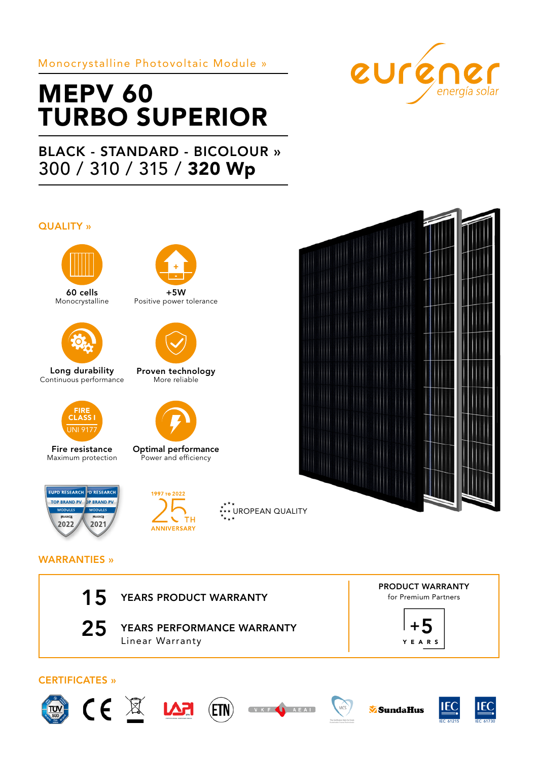Monocrystalline Photovoltaic Module »

# MEPV 60 TURBO SUPERIOR

## BLACK - STANDARD - BICOLOUR »

300 / 310 / 315 / **320 Wp**

eurener energía solar

## QUALITY »

**60 cells**
Monocrystalline

**+5W**
Positive power tolerance

**Long durability**
Continuous performance

**Proven technology**
More reliable

FIRE CLASS I UNI 9177

**Fire resistance**
Maximum protection

**Optimal performance**
Power and efficiency

EUPD RESEARCH TOP BRAND PV MODULES FRANCE 2022

EUPD RESEARCH TOP BRAND PV MODULES FRANCE 2021

1997 TO 2022 25TH ANNIVERSARY

EUROPEAN QUALITY

## WARRANTIES »

**15** YEARS PRODUCT WARRANTY

**25** YEARS PERFORMANCE WARRANTY
Linear Warranty

**PRODUCT WARRANTY**
for Premium Partners

**+5** YEARS

## CERTIFICATES »

TÜV SÜD, CE, LAPI, ETN, VKF AEAI, MCS, SundaHus, IEC 61215, IEC 61730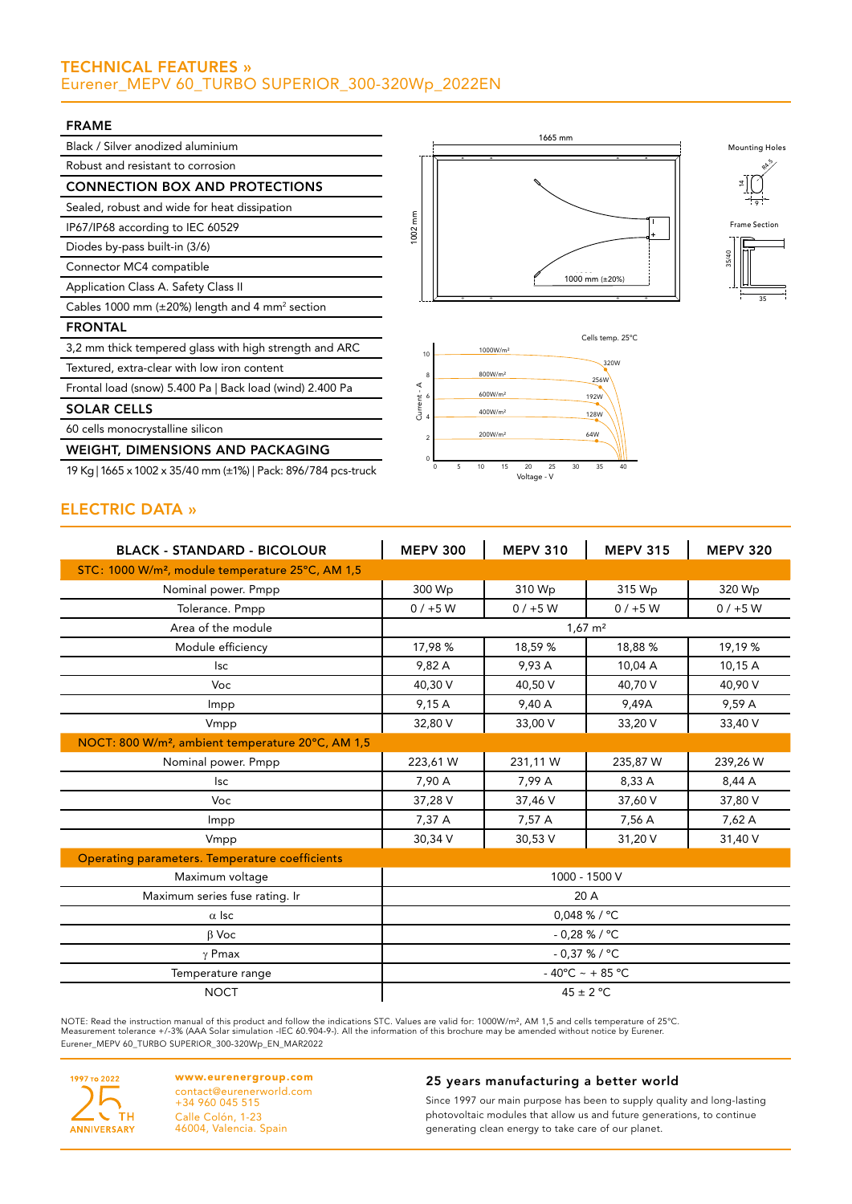# TECHNICAL FEATURES »

Eurener_MEPV 60_TURBO SUPERIOR_300-320Wp_2022EN

| FRAME |
|---|
| Black / Silver anodized aluminium |
| Robust and resistant to corrosion |
| **CONNECTION BOX AND PROTECTIONS** |
| Sealed, robust and wide for heat dissipation |
| IP67/IP68 according to IEC 60529 |
| Diodes by-pass built-in (3/6) |
| Connector MC4 compatible |
| Application Class A. Safety Class II |
| Cables 1000 mm (±20%) length and 4 mm² section |
| **FRONTAL** |
| 3,2 mm thick tempered glass with high strength and ARC |
| Textured, extra-clear with low iron content |
| Frontal load (snow) 5.400 Pa \| Back load (wind) 2.400 Pa |
| **SOLAR CELLS** |
| 60 cells monocrystalline silicon |
| **WEIGHT, DIMENSIONS AND PACKAGING** |
| 19 Kg \| 1665 x 1002 x 35/40 mm (±1%) \| Pack: 896/784 pcs-truck |

1665 mm

1002 mm

1000 mm (±20%)

Mounting Holes

Ø4.5

14

9

Frame Section

35/40

35

Cells temp. 25°C

1000W/m²

800W/m²

600W/m²

400W/m²

200W/m²

320W

256W

192W

128W

64W

Current - A

Voltage - V

0 2 4 6 8 10

0 5 10 15 20 25 30 35 40

## ELECTRIC DATA »

| BLACK - STANDARD - BICOLOUR | MEPV 300 | MEPV 310 | MEPV 315 | MEPV 320 |
|---|---|---|---|---|
| STC: 1000 W/m², module temperature 25°C, AM 1,5 | | | | |
| Nominal power. Pmpp | 300 Wp | 310 Wp | 315 Wp | 320 Wp |
| Tolerance. Pmpp | 0 / +5 W | 0 / +5 W | 0 / +5 W | 0 / +5 W |
| Area of the module | 1,67 m² | | | |
| Module efficiency | 17,98 % | 18,59 % | 18,88 % | 19,19 % |
| Isc | 9,82 A | 9,93 A | 10,04 A | 10,15 A |
| Voc | 40,30 V | 40,50 V | 40,70 V | 40,90 V |
| Impp | 9,15 A | 9,40 A | 9,49A | 9,59 A |
| Vmpp | 32,80 V | 33,00 V | 33,20 V | 33,40 V |
| NOCT: 800 W/m², ambient temperature 20°C, AM 1,5 | | | | |
| Nominal power. Pmpp | 223,61 W | 231,11 W | 235,87 W | 239,26 W |
| Isc | 7,90 A | 7,99 A | 8,33 A | 8,44 A |
| Voc | 37,28 V | 37,46 V | 37,60 V | 37,80 V |
| Impp | 7,37 A | 7,57 A | 7,56 A | 7,62 A |
| Vmpp | 30,34 V | 30,53 V | 31,20 V | 31,40 V |
| Operating parameters. Temperature coefficients | | | | |
| Maximum voltage | 1000 - 1500 V | | | |
| Maximum series fuse rating. Ir | 20 A | | | |
| α Isc | 0,048 % / °C | | | |
| β Voc | - 0,28 % / °C | | | |
| γ Pmax | - 0,37 % / °C | | | |
| Temperature range | - 40°C ~ + 85 °C | | | |
| NOCT | 45 ± 2 °C | | | |

NOTE: Read the instruction manual of this product and follow the indications STC. Values are valid for: 1000W/m², AM 1,5 and cells temperature of 25°C. Measurement tolerance +/-3% (AAA Solar simulation -IEC 60.904-9-). All the information of this brochure may be amended without notice by Eurener.
Eurener_MEPV 60_TURBO SUPERIOR_300-320Wp_EN_MAR2022

1997 TO 2022 25 TH ANNIVERSARY

**www.eurenergroup.com**
contact@eurenerworld.com
+34 960 045 515
Calle Colón, 1-23
46004, Valencia. Spain

### 25 years manufacturing a better world

Since 1997 our main purpose has been to supply quality and long-lasting photovoltaic modules that allow us and future generations, to continue generating clean energy to take care of our planet.